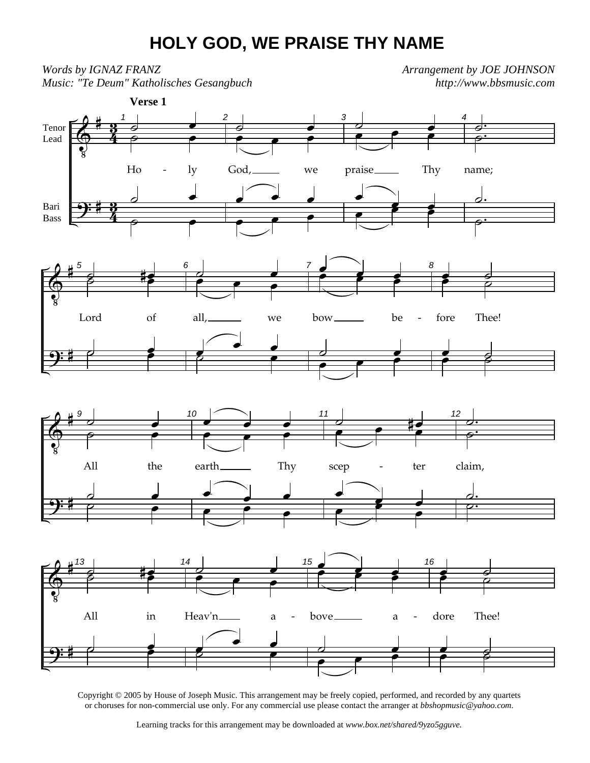# HOLY GOD, WE PRAISE THY NAME

*Words by IGNAZ FRANZ*
*Music: "Te Deum" Katholisches Gesangbuch*

*Arrangement by JOE JOHNSON*
*http://www.bbsmusic.com*

**Verse 1**

Tenor Lead

Bari Bass

Ho - ly God, we praise Thy name;

Lord of all, we bow be - fore Thee!

All the earth Thy scep - ter claim,

All in Heav'n a - bove a - dore Thee!

Copyright © 2005 by House of Joseph Music. This arrangement may be freely copied, performed, and recorded by any quartets or choruses for non-commercial use only. For any commercial use please contact the arranger at *bbshopmusic@yahoo.com*.

Learning tracks for this arrangement may be downloaded at *www.box.net/shared/9yzo5gguve.*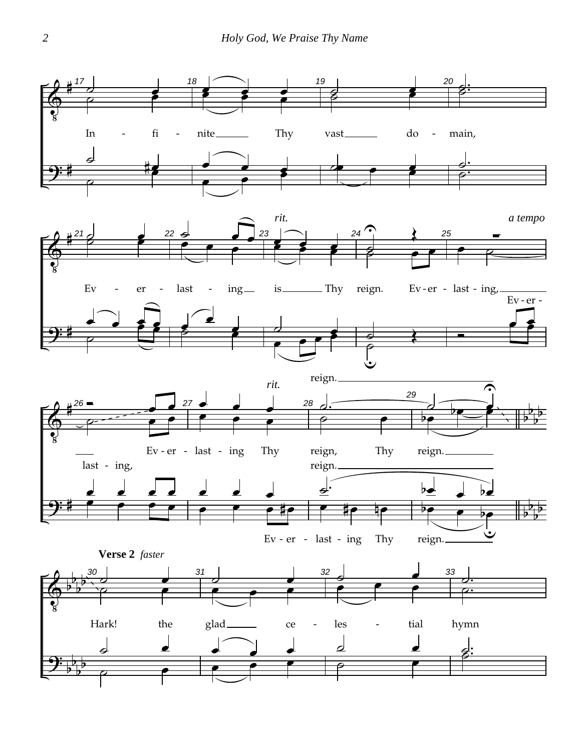In - fi - nite Thy vast do - main,

Ev - er - last - ing is Thy reign. Ev - er - last - ing, Ev - er - last - ing,

*rit.* *a tempo*

Ev - er - last - ing Thy reign, Thy reign.

*rit.*

Ev - er - last - ing Thy reign.

**Verse 2** *faster*

Hark! the glad ce - les - tial hymn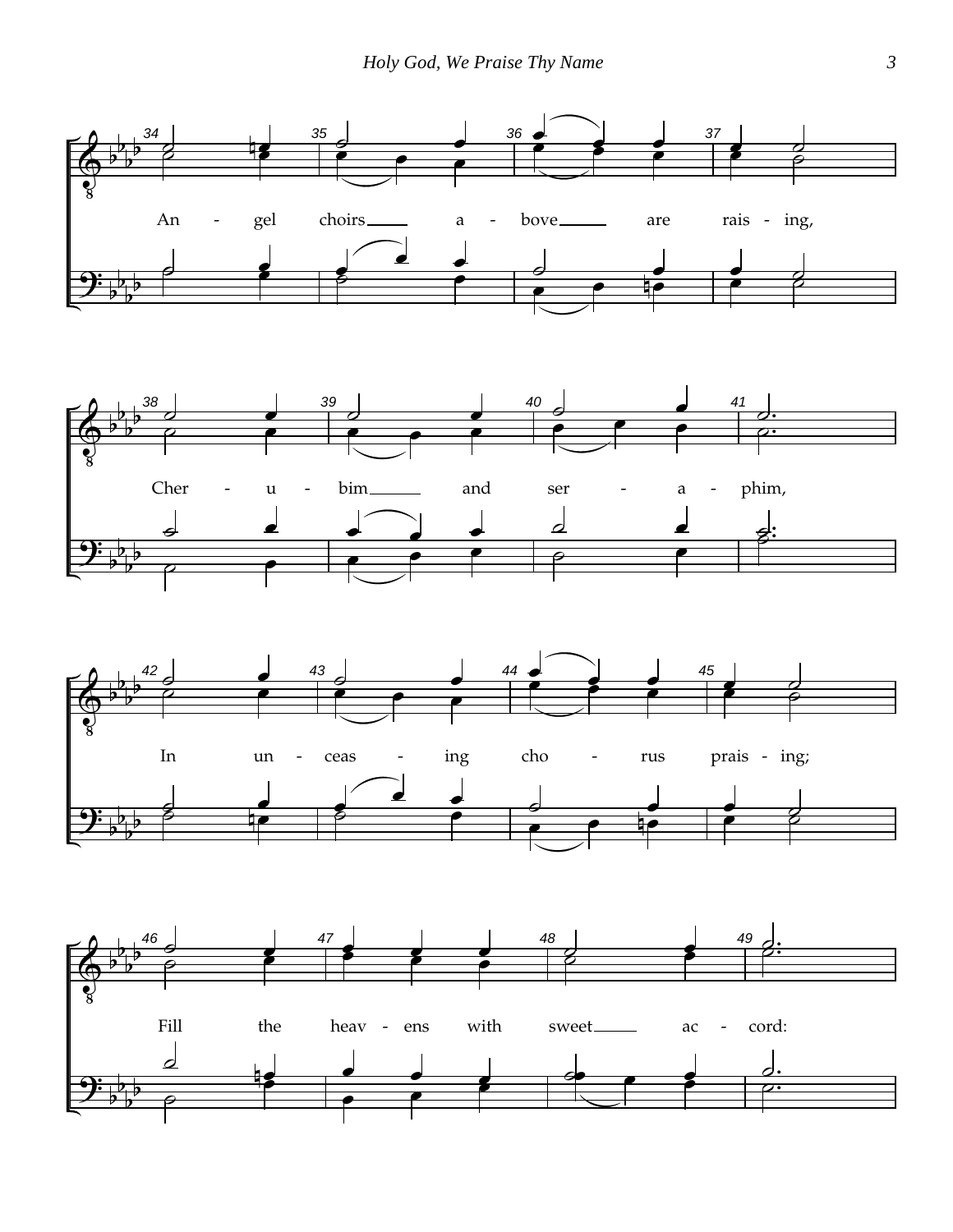An - gel choirs a - bove are rais - ing,

Cher - u - bim and ser - a - phim,

In un - ceas - ing cho - rus prais - ing;

Fill the heav - ens with sweet ac - cord: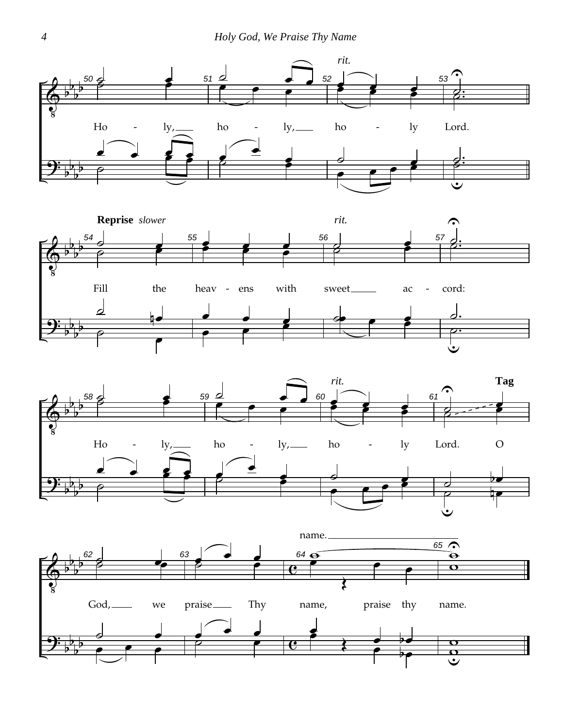rit.

Ho - ly, ho - ly, ho - ly Lord.

**Reprise** *slower*

rit.

Fill the heav - ens with sweet ac - cord:

rit.

**Tag**

Ho - ly, ho - ly, ho - ly Lord. O

name.

God, we praise Thy name, praise thy name.